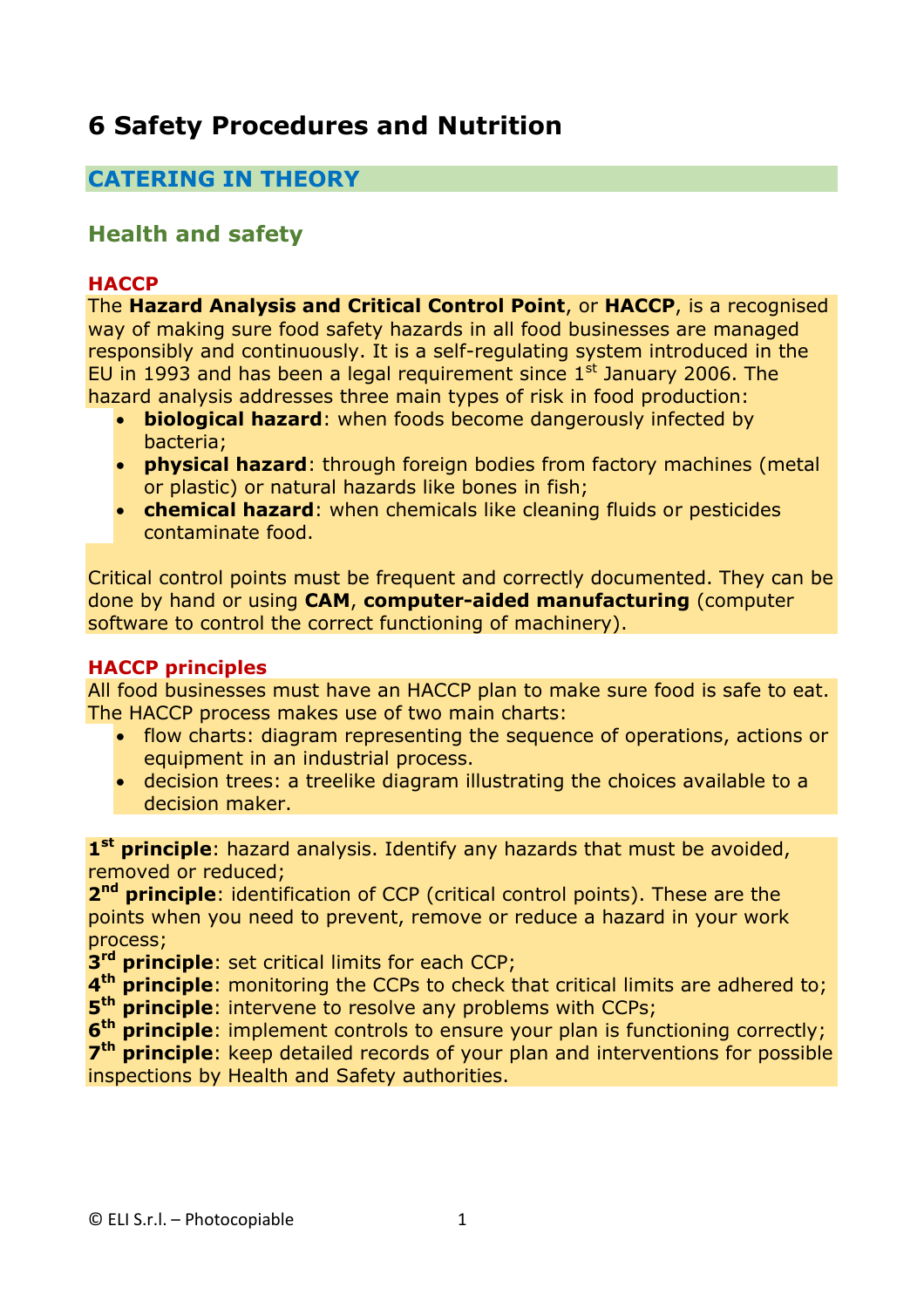# 6 Safety Procedures and Nutrition

## CATERING IN THEORY

### Health and safety

#### HACCP

The **Hazard Analysis and Critical Control Point**, or **HACCP**, is a recognised way of making sure food safety hazards in all food businesses are managed responsibly and continuously. It is a self-regulating system introduced in the EU in 1993 and has been a legal requirement since 1st January 2006. The hazard analysis addresses three main types of risk in food production:

- **biological hazard**: when foods become dangerously infected by bacteria;
- **physical hazard**: through foreign bodies from factory machines (metal or plastic) or natural hazards like bones in fish;
- **chemical hazard**: when chemicals like cleaning fluids or pesticides contaminate food.

Critical control points must be frequent and correctly documented. They can be done by hand or using **CAM**, **computer-aided manufacturing** (computer software to control the correct functioning of machinery).

#### HACCP principles

All food businesses must have an HACCP plan to make sure food is safe to eat. The HACCP process makes use of two main charts:

- flow charts: diagram representing the sequence of operations, actions or equipment in an industrial process.
- decision trees: a treelike diagram illustrating the choices available to a decision maker.

**1st principle**: hazard analysis. Identify any hazards that must be avoided, removed or reduced;
**2nd principle**: identification of CCP (critical control points). These are the points when you need to prevent, remove or reduce a hazard in your work process;
**3rd principle**: set critical limits for each CCP;
**4th principle**: monitoring the CCPs to check that critical limits are adhered to;
**5th principle**: intervene to resolve any problems with CCPs;
**6th principle**: implement controls to ensure your plan is functioning correctly;
**7th principle**: keep detailed records of your plan and interventions for possible inspections by Health and Safety authorities.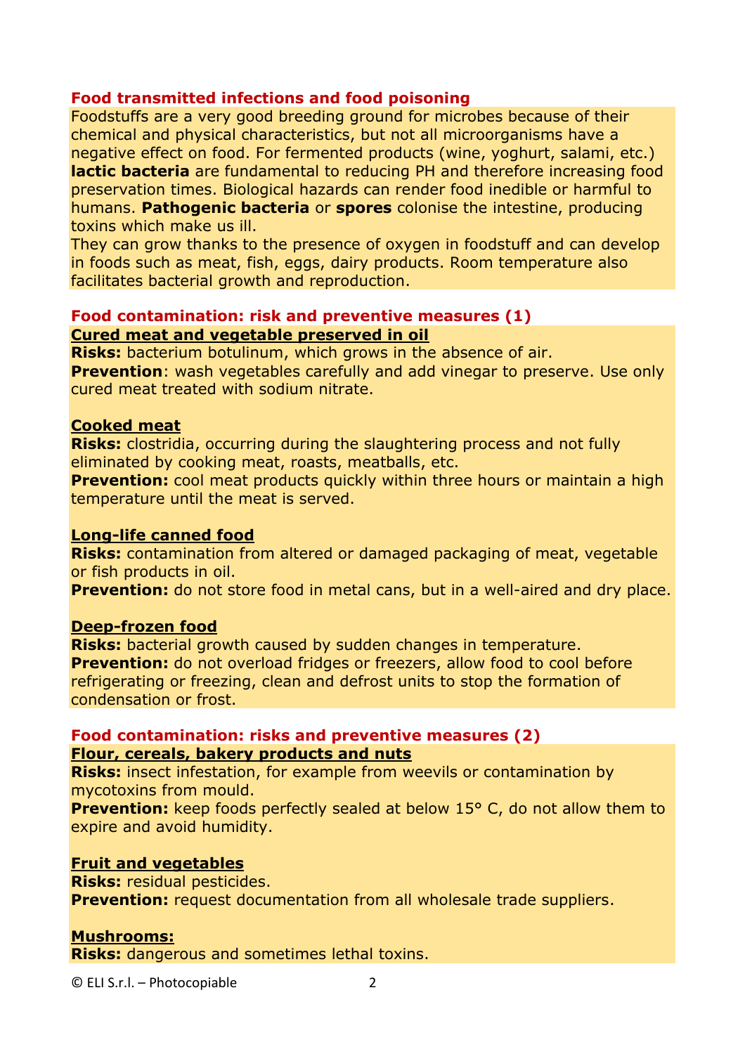## Food transmitted infections and food poisoning

Foodstuffs are a very good breeding ground for microbes because of their chemical and physical characteristics, but not all microorganisms have a negative effect on food. For fermented products (wine, yoghurt, salami, etc.) **lactic bacteria** are fundamental to reducing PH and therefore increasing food preservation times. Biological hazards can render food inedible or harmful to humans. **Pathogenic bacteria** or **spores** colonise the intestine, producing toxins which make us ill.

They can grow thanks to the presence of oxygen in foodstuff and can develop in foods such as meat, fish, eggs, dairy products. Room temperature also facilitates bacterial growth and reproduction.

## Food contamination: risk and preventive measures (1)

### Cured meat and vegetable preserved in oil

**Risks:** bacterium botulinum, which grows in the absence of air.

**Prevention**: wash vegetables carefully and add vinegar to preserve. Use only cured meat treated with sodium nitrate.

### Cooked meat

**Risks:** clostridia, occurring during the slaughtering process and not fully eliminated by cooking meat, roasts, meatballs, etc.

**Prevention:** cool meat products quickly within three hours or maintain a high temperature until the meat is served.

### Long-life canned food

**Risks:** contamination from altered or damaged packaging of meat, vegetable or fish products in oil.

**Prevention:** do not store food in metal cans, but in a well-aired and dry place.

### Deep-frozen food

**Risks:** bacterial growth caused by sudden changes in temperature.

**Prevention:** do not overload fridges or freezers, allow food to cool before refrigerating or freezing, clean and defrost units to stop the formation of condensation or frost.

## Food contamination: risks and preventive measures (2)

### Flour, cereals, bakery products and nuts

**Risks:** insect infestation, for example from weevils or contamination by mycotoxins from mould.

**Prevention:** keep foods perfectly sealed at below 15° C, do not allow them to expire and avoid humidity.

### Fruit and vegetables

**Risks:** residual pesticides.

**Prevention:** request documentation from all wholesale trade suppliers.

### Mushrooms:

**Risks:** dangerous and sometimes lethal toxins.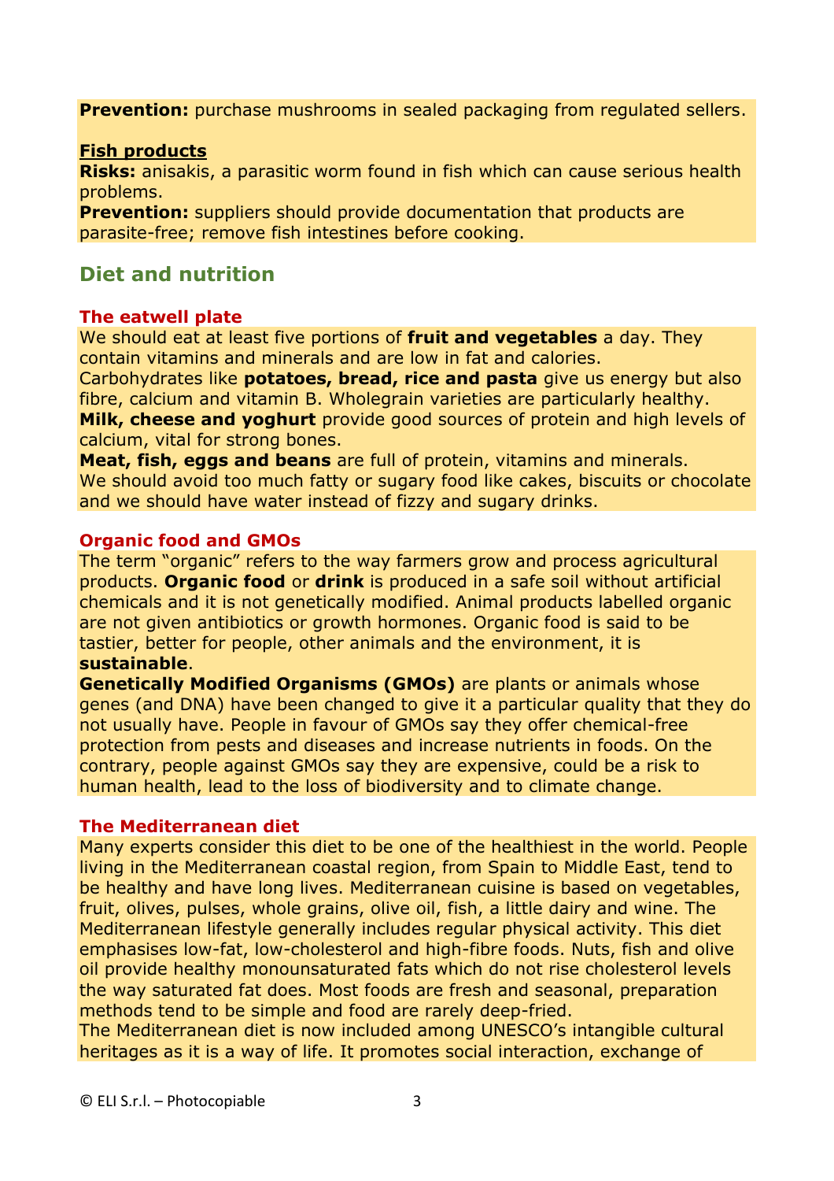**Prevention:** purchase mushrooms in sealed packaging from regulated sellers.

**Fish products**
**Risks:** anisakis, a parasitic worm found in fish which can cause serious health problems.
**Prevention:** suppliers should provide documentation that products are parasite-free; remove fish intestines before cooking.

## Diet and nutrition

### The eatwell plate

We should eat at least five portions of **fruit and vegetables** a day. They contain vitamins and minerals and are low in fat and calories.
Carbohydrates like **potatoes, bread, rice and pasta** give us energy but also fibre, calcium and vitamin B. Wholegrain varieties are particularly healthy.
**Milk, cheese and yoghurt** provide good sources of protein and high levels of calcium, vital for strong bones.
**Meat, fish, eggs and beans** are full of protein, vitamins and minerals.
We should avoid too much fatty or sugary food like cakes, biscuits or chocolate and we should have water instead of fizzy and sugary drinks.

### Organic food and GMOs

The term "organic" refers to the way farmers grow and process agricultural products. **Organic food** or **drink** is produced in a safe soil without artificial chemicals and it is not genetically modified. Animal products labelled organic are not given antibiotics or growth hormones. Organic food is said to be tastier, better for people, other animals and the environment, it is **sustainable**.
**Genetically Modified Organisms (GMOs)** are plants or animals whose genes (and DNA) have been changed to give it a particular quality that they do not usually have. People in favour of GMOs say they offer chemical-free protection from pests and diseases and increase nutrients in foods. On the contrary, people against GMOs say they are expensive, could be a risk to human health, lead to the loss of biodiversity and to climate change.

### The Mediterranean diet

Many experts consider this diet to be one of the healthiest in the world. People living in the Mediterranean coastal region, from Spain to Middle East, tend to be healthy and have long lives. Mediterranean cuisine is based on vegetables, fruit, olives, pulses, whole grains, olive oil, fish, a little dairy and wine. The Mediterranean lifestyle generally includes regular physical activity. This diet emphasises low-fat, low-cholesterol and high-fibre foods. Nuts, fish and olive oil provide healthy monounsaturated fats which do not rise cholesterol levels the way saturated fat does. Most foods are fresh and seasonal, preparation methods tend to be simple and food are rarely deep-fried.
The Mediterranean diet is now included among UNESCO's intangible cultural heritages as it is a way of life. It promotes social interaction, exchange of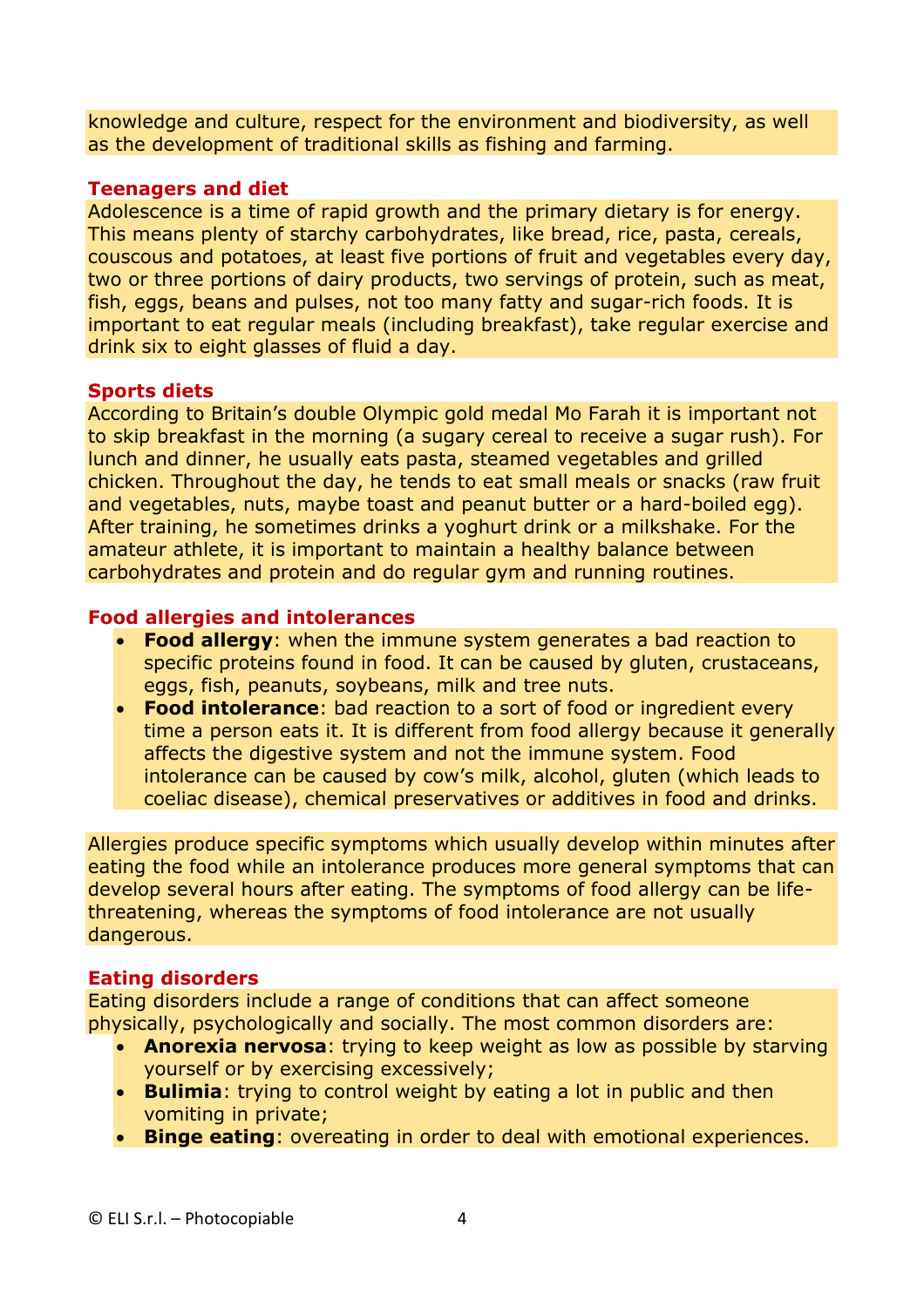knowledge and culture, respect for the environment and biodiversity, as well as the development of traditional skills as fishing and farming.

### Teenagers and diet

Adolescence is a time of rapid growth and the primary dietary is for energy. This means plenty of starchy carbohydrates, like bread, rice, pasta, cereals, couscous and potatoes, at least five portions of fruit and vegetables every day, two or three portions of dairy products, two servings of protein, such as meat, fish, eggs, beans and pulses, not too many fatty and sugar-rich foods. It is important to eat regular meals (including breakfast), take regular exercise and drink six to eight glasses of fluid a day.

### Sports diets

According to Britain's double Olympic gold medal Mo Farah it is important not to skip breakfast in the morning (a sugary cereal to receive a sugar rush). For lunch and dinner, he usually eats pasta, steamed vegetables and grilled chicken. Throughout the day, he tends to eat small meals or snacks (raw fruit and vegetables, nuts, maybe toast and peanut butter or a hard-boiled egg). After training, he sometimes drinks a yoghurt drink or a milkshake. For the amateur athlete, it is important to maintain a healthy balance between carbohydrates and protein and do regular gym and running routines.

### Food allergies and intolerances

- **Food allergy**: when the immune system generates a bad reaction to specific proteins found in food. It can be caused by gluten, crustaceans, eggs, fish, peanuts, soybeans, milk and tree nuts.
- **Food intolerance**: bad reaction to a sort of food or ingredient every time a person eats it. It is different from food allergy because it generally affects the digestive system and not the immune system. Food intolerance can be caused by cow's milk, alcohol, gluten (which leads to coeliac disease), chemical preservatives or additives in food and drinks.

Allergies produce specific symptoms which usually develop within minutes after eating the food while an intolerance produces more general symptoms that can develop several hours after eating. The symptoms of food allergy can be life-threatening, whereas the symptoms of food intolerance are not usually dangerous.

### Eating disorders

Eating disorders include a range of conditions that can affect someone physically, psychologically and socially. The most common disorders are:

- **Anorexia nervosa**: trying to keep weight as low as possible by starving yourself or by exercising excessively;
- **Bulimia**: trying to control weight by eating a lot in public and then vomiting in private;
- **Binge eating**: overeating in order to deal with emotional experiences.

© ELI S.r.l. – Photocopiable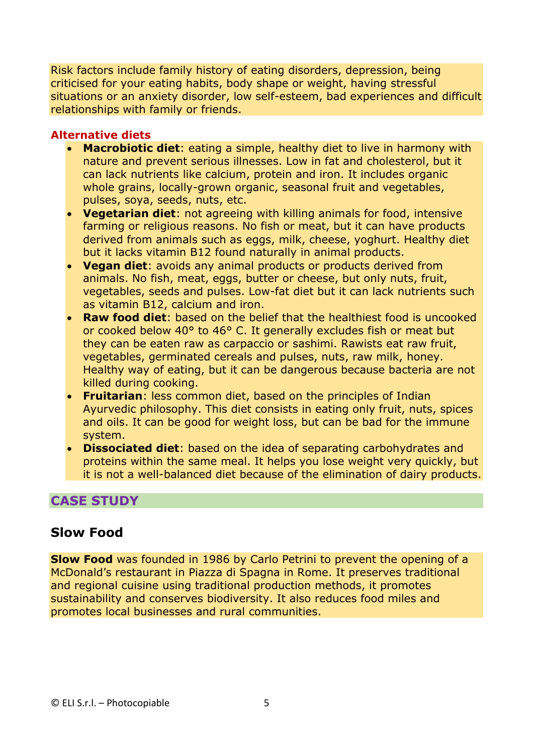Risk factors include family history of eating disorders, depression, being criticised for your eating habits, body shape or weight, having stressful situations or an anxiety disorder, low self-esteem, bad experiences and difficult relationships with family or friends.

### Alternative diets

- **Macrobiotic diet**: eating a simple, healthy diet to live in harmony with nature and prevent serious illnesses. Low in fat and cholesterol, but it can lack nutrients like calcium, protein and iron. It includes organic whole grains, locally-grown organic, seasonal fruit and vegetables, pulses, soya, seeds, nuts, etc.
- **Vegetarian diet**: not agreeing with killing animals for food, intensive farming or religious reasons. No fish or meat, but it can have products derived from animals such as eggs, milk, cheese, yoghurt. Healthy diet but it lacks vitamin B12 found naturally in animal products.
- **Vegan diet**: avoids any animal products or products derived from animals. No fish, meat, eggs, butter or cheese, but only nuts, fruit, vegetables, seeds and pulses. Low-fat diet but it can lack nutrients such as vitamin B12, calcium and iron.
- **Raw food diet**: based on the belief that the healthiest food is uncooked or cooked below 40° to 46° C. It generally excludes fish or meat but they can be eaten raw as carpaccio or sashimi. Rawists eat raw fruit, vegetables, germinated cereals and pulses, nuts, raw milk, honey. Healthy way of eating, but it can be dangerous because bacteria are not killed during cooking.
- **Fruitarian**: less common diet, based on the principles of Indian Ayurvedic philosophy. This diet consists in eating only fruit, nuts, spices and oils. It can be good for weight loss, but can be bad for the immune system.
- **Dissociated diet**: based on the idea of separating carbohydrates and proteins within the same meal. It helps you lose weight very quickly, but it is not a well-balanced diet because of the elimination of dairy products.

## CASE STUDY

## Slow Food

**Slow Food** was founded in 1986 by Carlo Petrini to prevent the opening of a McDonald's restaurant in Piazza di Spagna in Rome. It preserves traditional and regional cuisine using traditional production methods, it promotes sustainability and conserves biodiversity. It also reduces food miles and promotes local businesses and rural communities.

© ELI S.r.l. – Photocopiable